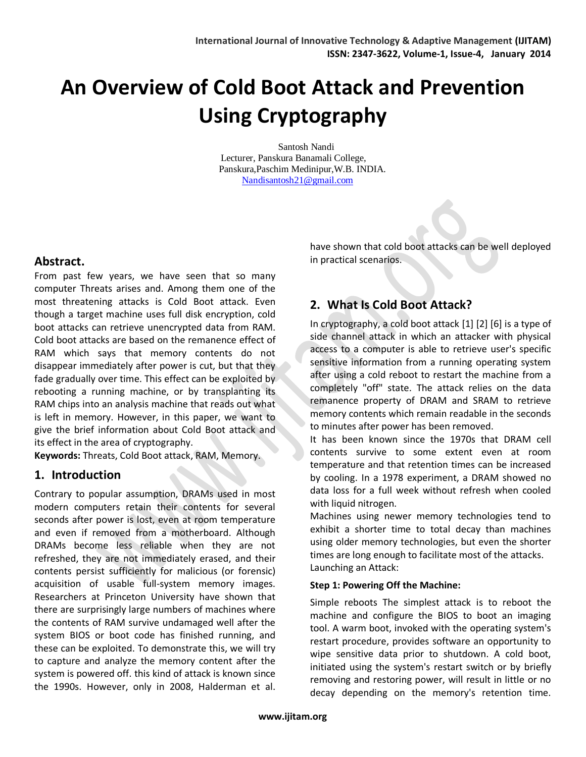# An Overview of Cold Boot Attack and Prevention Using Cryptography

Santosh Nandi
Lecturer, Panskura Banamali College,
Panskura,Paschim Medinipur,W.B. INDIA.
Nandisantosh21@gmail.com

## Abstract.

From past few years, we have seen that so many computer Threats arises and. Among them one of the most threatening attacks is Cold Boot attack. Even though a target machine uses full disk encryption, cold boot attacks can retrieve unencrypted data from RAM. Cold boot attacks are based on the remanence effect of RAM which says that memory contents do not disappear immediately after power is cut, but that they fade gradually over time. This effect can be exploited by rebooting a running machine, or by transplanting its RAM chips into an analysis machine that reads out what is left in memory. However, in this paper, we want to give the brief information about Cold Boot attack and its effect in the area of cryptography.

**Keywords:** Threats, Cold Boot attack, RAM, Memory.

## 1. Introduction

Contrary to popular assumption, DRAMs used in most modern computers retain their contents for several seconds after power is lost, even at room temperature and even if removed from a motherboard. Although DRAMs become less reliable when they are not refreshed, they are not immediately erased, and their contents persist sufficiently for malicious (or forensic) acquisition of usable full-system memory images. Researchers at Princeton University have shown that there are surprisingly large numbers of machines where the contents of RAM survive undamaged well after the system BIOS or boot code has finished running, and these can be exploited. To demonstrate this, we will try to capture and analyze the memory content after the system is powered off. this kind of attack is known since the 1990s. However, only in 2008, Halderman et al. have shown that cold boot attacks can be well deployed in practical scenarios.

## 2. What Is Cold Boot Attack?

In cryptography, a cold boot attack [1] [2] [6] is a type of side channel attack in which an attacker with physical access to a computer is able to retrieve user's specific sensitive information from a running operating system after using a cold reboot to restart the machine from a completely "off" state. The attack relies on the data remanence property of DRAM and SRAM to retrieve memory contents which remain readable in the seconds to minutes after power has been removed.

It has been known since the 1970s that DRAM cell contents survive to some extent even at room temperature and that retention times can be increased by cooling. In a 1978 experiment, a DRAM showed no data loss for a full week without refresh when cooled with liquid nitrogen.

Machines using newer memory technologies tend to exhibit a shorter time to total decay than machines using older memory technologies, but even the shorter times are long enough to facilitate most of the attacks.

Launching an Attack:

**Step 1: Powering Off the Machine:**

Simple reboots The simplest attack is to reboot the machine and configure the BIOS to boot an imaging tool. A warm boot, invoked with the operating system's restart procedure, provides software an opportunity to wipe sensitive data prior to shutdown. A cold boot, initiated using the system's restart switch or by briefly removing and restoring power, will result in little or no decay depending on the memory's retention time.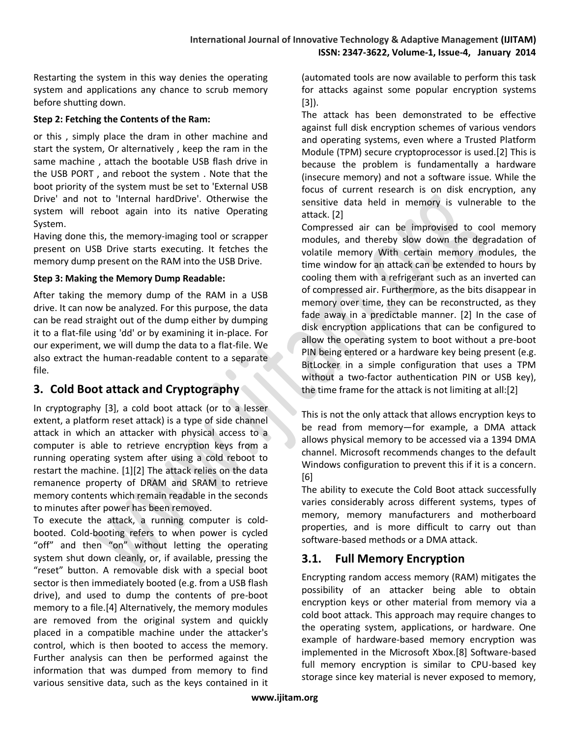Restarting the system in this way denies the operating system and applications any chance to scrub memory before shutting down.

**Step 2: Fetching the Contents of the Ram:**

or this , simply place the dram in other machine and start the system, Or alternatively , keep the ram in the same machine , attach the bootable USB flash drive in the USB PORT , and reboot the system . Note that the boot priority of the system must be set to 'External USB Drive' and not to 'Internal hardDrive'. Otherwise the system will reboot again into its native Operating System.

Having done this, the memory-imaging tool or scrapper present on USB Drive starts executing. It fetches the memory dump present on the RAM into the USB Drive.

**Step 3: Making the Memory Dump Readable:**

After taking the memory dump of the RAM in a USB drive. It can now be analyzed. For this purpose, the data can be read straight out of the dump either by dumping it to a flat-file using 'dd' or by examining it in-place. For our experiment, we will dump the data to a flat-file. We also extract the human-readable content to a separate file.

## 3. Cold Boot attack and Cryptography

In cryptography [3], a cold boot attack (or to a lesser extent, a platform reset attack) is a type of side channel attack in which an attacker with physical access to a computer is able to retrieve encryption keys from a running operating system after using a cold reboot to restart the machine. [1][2] The attack relies on the data remanence property of DRAM and SRAM to retrieve memory contents which remain readable in the seconds to minutes after power has been removed.

To execute the attack, a running computer is cold-booted. Cold-booting refers to when power is cycled "off" and then "on" without letting the operating system shut down cleanly, or, if available, pressing the "reset" button. A removable disk with a special boot sector is then immediately booted (e.g. from a USB flash drive), and used to dump the contents of pre-boot memory to a file.[4] Alternatively, the memory modules are removed from the original system and quickly placed in a compatible machine under the attacker's control, which is then booted to access the memory. Further analysis can then be performed against the information that was dumped from memory to find various sensitive data, such as the keys contained in it (automated tools are now available to perform this task for attacks against some popular encryption systems [3]).

The attack has been demonstrated to be effective against full disk encryption schemes of various vendors and operating systems, even where a Trusted Platform Module (TPM) secure cryptoprocessor is used.[2] This is because the problem is fundamentally a hardware (insecure memory) and not a software issue. While the focus of current research is on disk encryption, any sensitive data held in memory is vulnerable to the attack. [2]

Compressed air can be improvised to cool memory modules, and thereby slow down the degradation of volatile memory With certain memory modules, the time window for an attack can be extended to hours by cooling them with a refrigerant such as an inverted can of compressed air. Furthermore, as the bits disappear in memory over time, they can be reconstructed, as they fade away in a predictable manner. [2] In the case of disk encryption applications that can be configured to allow the operating system to boot without a pre-boot PIN being entered or a hardware key being present (e.g. BitLocker in a simple configuration that uses a TPM without a two-factor authentication PIN or USB key), the time frame for the attack is not limiting at all:[2]

This is not the only attack that allows encryption keys to be read from memory—for example, a DMA attack allows physical memory to be accessed via a 1394 DMA channel. Microsoft recommends changes to the default Windows configuration to prevent this if it is a concern. [6]

The ability to execute the Cold Boot attack successfully varies considerably across different systems, types of memory, memory manufacturers and motherboard properties, and is more difficult to carry out than software-based methods or a DMA attack.

### 3.1. Full Memory Encryption

Encrypting random access memory (RAM) mitigates the possibility of an attacker being able to obtain encryption keys or other material from memory via a cold boot attack. This approach may require changes to the operating system, applications, or hardware. One example of hardware-based memory encryption was implemented in the Microsoft Xbox.[8] Software-based full memory encryption is similar to CPU-based key storage since key material is never exposed to memory,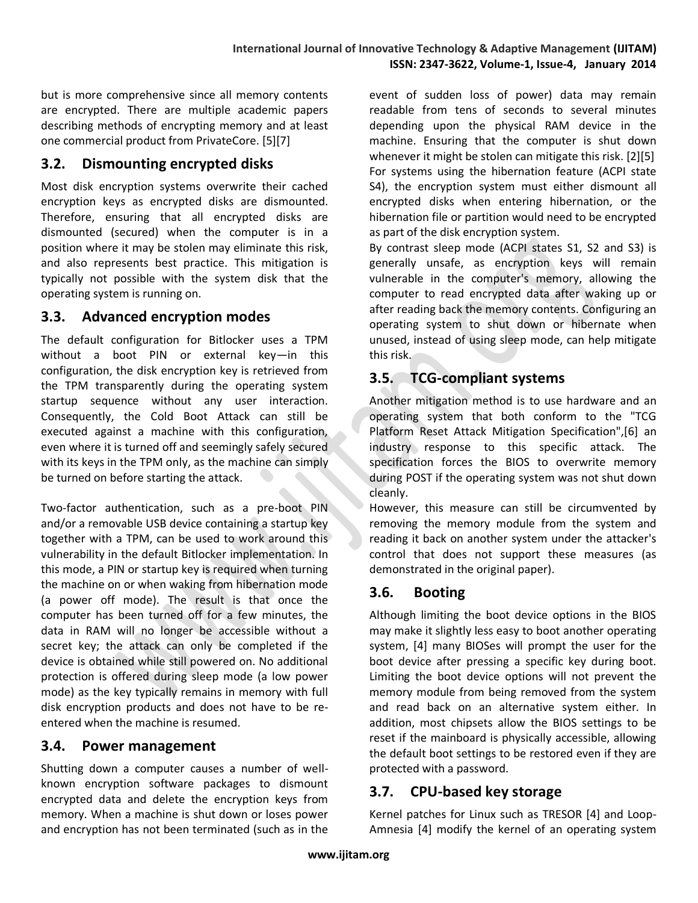but is more comprehensive since all memory contents are encrypted. There are multiple academic papers describing methods of encrypting memory and at least one commercial product from PrivateCore. [5][7]

## 3.2. Dismounting encrypted disks

Most disk encryption systems overwrite their cached encryption keys as encrypted disks are dismounted. Therefore, ensuring that all encrypted disks are dismounted (secured) when the computer is in a position where it may be stolen may eliminate this risk, and also represents best practice. This mitigation is typically not possible with the system disk that the operating system is running on.

## 3.3. Advanced encryption modes

The default configuration for Bitlocker uses a TPM without a boot PIN or external key—in this configuration, the disk encryption key is retrieved from the TPM transparently during the operating system startup sequence without any user interaction. Consequently, the Cold Boot Attack can still be executed against a machine with this configuration, even where it is turned off and seemingly safely secured with its keys in the TPM only, as the machine can simply be turned on before starting the attack.

Two-factor authentication, such as a pre-boot PIN and/or a removable USB device containing a startup key together with a TPM, can be used to work around this vulnerability in the default Bitlocker implementation. In this mode, a PIN or startup key is required when turning the machine on or when waking from hibernation mode (a power off mode). The result is that once the computer has been turned off for a few minutes, the data in RAM will no longer be accessible without a secret key; the attack can only be completed if the device is obtained while still powered on. No additional protection is offered during sleep mode (a low power mode) as the key typically remains in memory with full disk encryption products and does not have to be re-entered when the machine is resumed.

## 3.4. Power management

Shutting down a computer causes a number of well-known encryption software packages to dismount encrypted data and delete the encryption keys from memory. When a machine is shut down or loses power and encryption has not been terminated (such as in the event of sudden loss of power) data may remain readable from tens of seconds to several minutes depending upon the physical RAM device in the machine. Ensuring that the computer is shut down whenever it might be stolen can mitigate this risk. [2][5]
For systems using the hibernation feature (ACPI state S4), the encryption system must either dismount all encrypted disks when entering hibernation, or the hibernation file or partition would need to be encrypted as part of the disk encryption system.
By contrast sleep mode (ACPI states S1, S2 and S3) is generally unsafe, as encryption keys will remain vulnerable in the computer's memory, allowing the computer to read encrypted data after waking up or after reading back the memory contents. Configuring an operating system to shut down or hibernate when unused, instead of using sleep mode, can help mitigate this risk.

## 3.5. TCG-compliant systems

Another mitigation method is to use hardware and an operating system that both conform to the "TCG Platform Reset Attack Mitigation Specification",[6] an industry response to this specific attack. The specification forces the BIOS to overwrite memory during POST if the operating system was not shut down cleanly.
However, this measure can still be circumvented by removing the memory module from the system and reading it back on another system under the attacker's control that does not support these measures (as demonstrated in the original paper).

## 3.6. Booting

Although limiting the boot device options in the BIOS may make it slightly less easy to boot another operating system, [4] many BIOSes will prompt the user for the boot device after pressing a specific key during boot. Limiting the boot device options will not prevent the memory module from being removed from the system and read back on an alternative system either. In addition, most chipsets allow the BIOS settings to be reset if the mainboard is physically accessible, allowing the default boot settings to be restored even if they are protected with a password.

## 3.7. CPU-based key storage

Kernel patches for Linux such as TRESOR [4] and Loop-Amnesia [4] modify the kernel of an operating system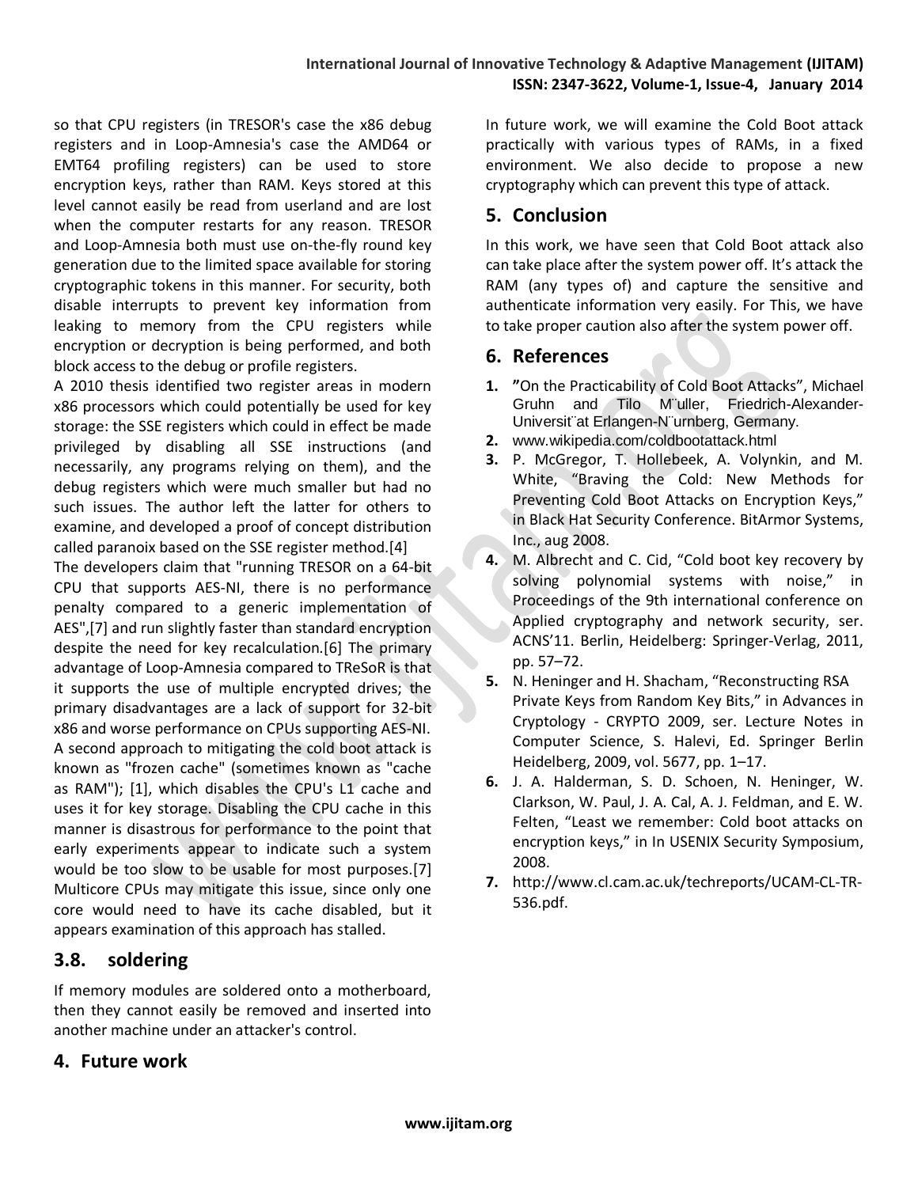so that CPU registers (in TRESOR's case the x86 debug registers and in Loop-Amnesia's case the AMD64 or EMT64 profiling registers) can be used to store encryption keys, rather than RAM. Keys stored at this level cannot easily be read from userland and are lost when the computer restarts for any reason. TRESOR and Loop-Amnesia both must use on-the-fly round key generation due to the limited space available for storing cryptographic tokens in this manner. For security, both disable interrupts to prevent key information from leaking to memory from the CPU registers while encryption or decryption is being performed, and both block access to the debug or profile registers.

A 2010 thesis identified two register areas in modern x86 processors which could potentially be used for key storage: the SSE registers which could in effect be made privileged by disabling all SSE instructions (and necessarily, any programs relying on them), and the debug registers which were much smaller but had no such issues. The author left the latter for others to examine, and developed a proof of concept distribution called paranoix based on the SSE register method.[4]

The developers claim that "running TRESOR on a 64-bit CPU that supports AES-NI, there is no performance penalty compared to a generic implementation of AES",[7] and run slightly faster than standard encryption despite the need for key recalculation.[6] The primary advantage of Loop-Amnesia compared to TReSoR is that it supports the use of multiple encrypted drives; the primary disadvantages are a lack of support for 32-bit x86 and worse performance on CPUs supporting AES-NI.

A second approach to mitigating the cold boot attack is known as "frozen cache" (sometimes known as "cache as RAM"); [1], which disables the CPU's L1 cache and uses it for key storage. Disabling the CPU cache in this manner is disastrous for performance to the point that early experiments appear to indicate such a system would be too slow to be usable for most purposes.[7] Multicore CPUs may mitigate this issue, since only one core would need to have its cache disabled, but it appears examination of this approach has stalled.

## 3.8. soldering

If memory modules are soldered onto a motherboard, then they cannot easily be removed and inserted into another machine under an attacker's control.

## 4. Future work

In future work, we will examine the Cold Boot attack practically with various types of RAMs, in a fixed environment. We also decide to propose a new cryptography which can prevent this type of attack.

## 5. Conclusion

In this work, we have seen that Cold Boot attack also can take place after the system power off. It's attack the RAM (any types of) and capture the sensitive and authenticate information very easily. For This, we have to take proper caution also after the system power off.

## 6. References

1. "On the Practicability of Cold Boot Attacks", Michael Gruhn and Tilo M¨uller, Friedrich-Alexander-Universit¨at Erlangen-N¨urnberg, Germany.
2. www.wikipedia.com/coldbootattack.html
3. P. McGregor, T. Hollebeek, A. Volynkin, and M. White, "Braving the Cold: New Methods for Preventing Cold Boot Attacks on Encryption Keys," in Black Hat Security Conference. BitArmor Systems, Inc., aug 2008.
4. M. Albrecht and C. Cid, "Cold boot key recovery by solving polynomial systems with noise," in Proceedings of the 9th international conference on Applied cryptography and network security, ser. ACNS'11. Berlin, Heidelberg: Springer-Verlag, 2011, pp. 57–72.
5. N. Heninger and H. Shacham, "Reconstructing RSA Private Keys from Random Key Bits," in Advances in Cryptology - CRYPTO 2009, ser. Lecture Notes in Computer Science, S. Halevi, Ed. Springer Berlin Heidelberg, 2009, vol. 5677, pp. 1–17.
6. J. A. Halderman, S. D. Schoen, N. Heninger, W. Clarkson, W. Paul, J. A. Cal, A. J. Feldman, and E. W. Felten, "Least we remember: Cold boot attacks on encryption keys," in In USENIX Security Symposium, 2008.
7. http://www.cl.cam.ac.uk/techreports/UCAM-CL-TR-536.pdf.